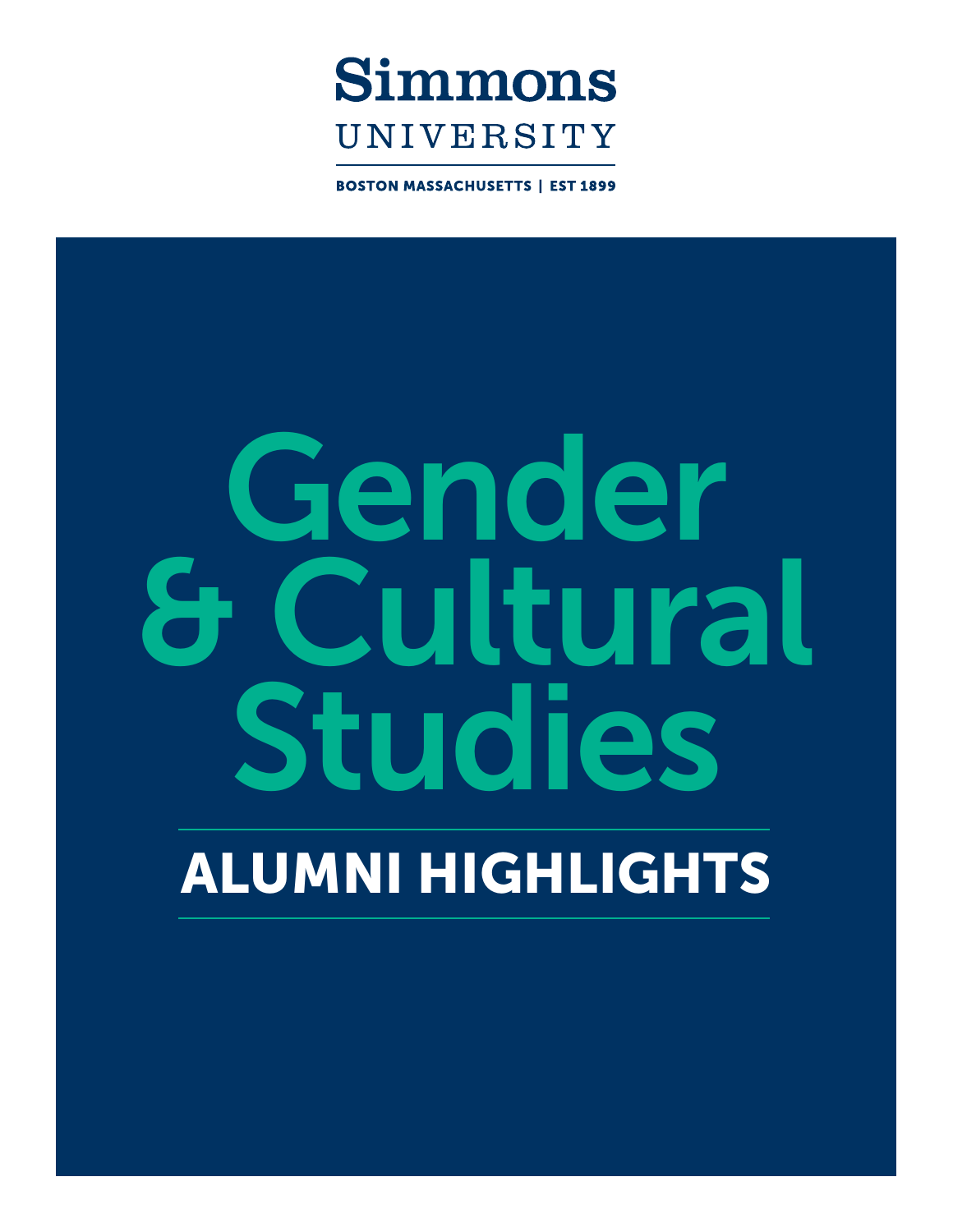Simmons

UNIVERSITY

BOSTON MASSACHUSETTS | EST 1899

# Gender & Cultural Studies

## ALUMNI HIGHLIGHTS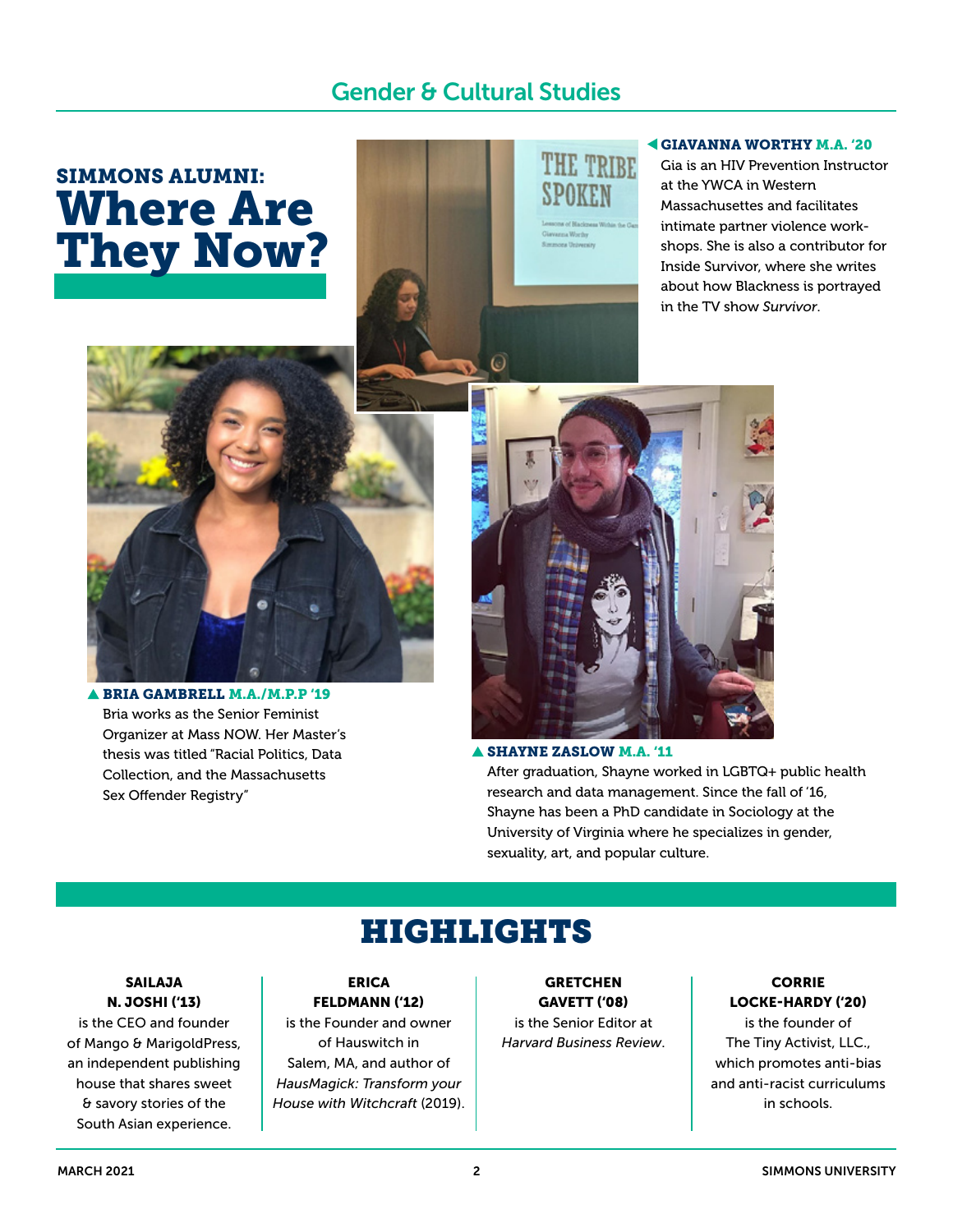## SIMMONS ALUMNI:
# Where Are They Now?

**GIAVANNA WORTHY M.A. '20**
Gia is an HIV Prevention Instructor at the YWCA in Western Massachusettes and facilitates intimate partner violence workshops. She is also a contributor for Inside Survivor, where she writes about how Blackness is portrayed in the TV show *Survivor*.

**BRIA GAMBRELL M.A./M.P.P '19**
Bria works as the Senior Feminist Organizer at Mass NOW. Her Master's thesis was titled "Racial Politics, Data Collection, and the Massachusetts Sex Offender Registry"

**SHAYNE ZASLOW M.A. '11**
After graduation, Shayne worked in LGBTQ+ public health research and data management. Since the fall of '16, Shayne has been a PhD candidate in Sociology at the University of Virginia where he specializes in gender, sexuality, art, and popular culture.

## HIGHLIGHTS

**SAILAJA N. JOSHI ('13)**
is the CEO and founder of Mango & MarigoldPress, an independent publishing house that shares sweet & savory stories of the South Asian experience.

**ERICA FELDMANN ('12)**
is the Founder and owner of Hauswitch in Salem, MA, and author of *HausMagick: Transform your House with Witchcraft* (2019).

**GRETCHEN GAVETT ('08)**
is the Senior Editor at *Harvard Business Review*.

**CORRIE LOCKE-HARDY ('20)**
is the founder of The Tiny Activist, LLC., which promotes anti-bias and anti-racist curriculums in schools.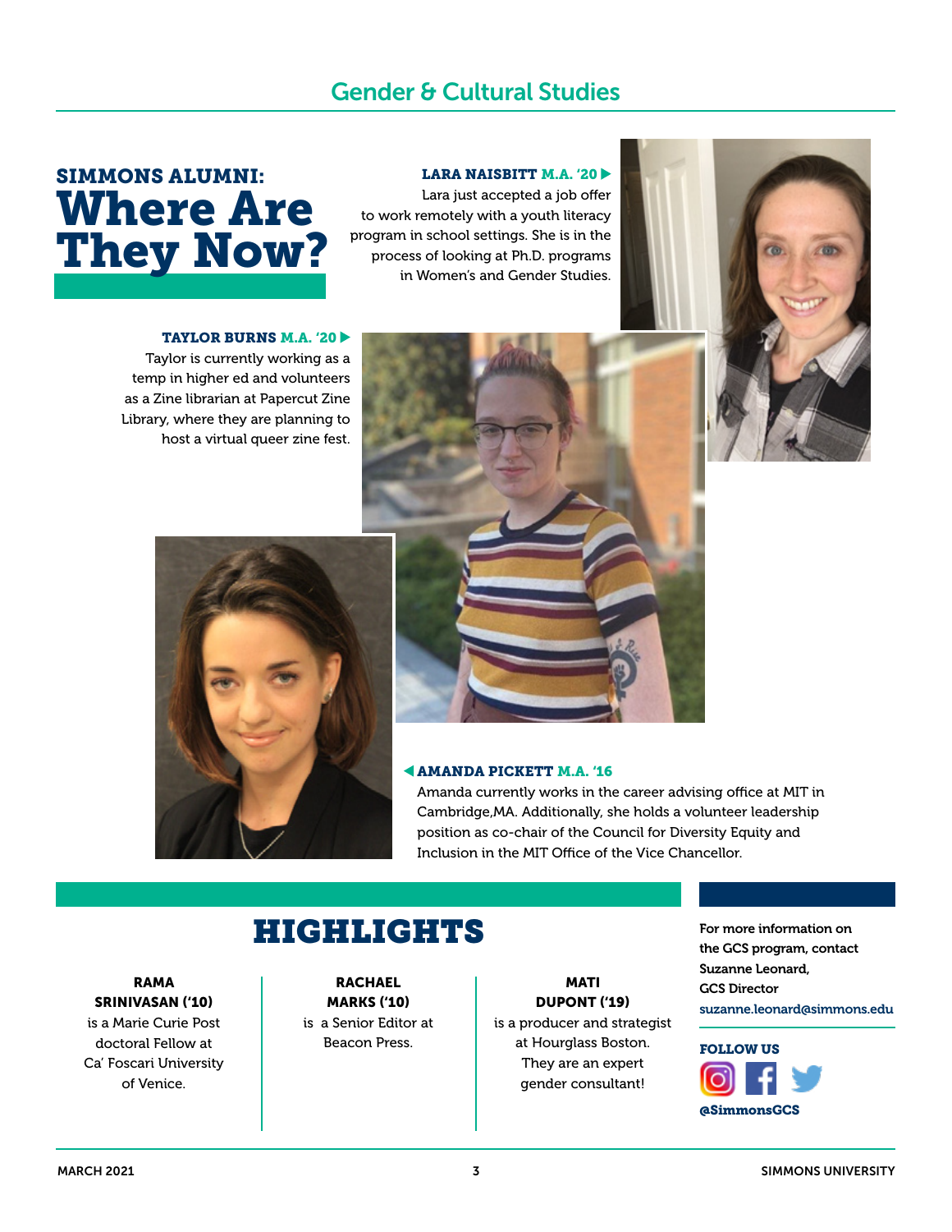## Gender & Cultural Studies

# SIMMONS ALUMNI: Where Are They Now?

**LARA NAISBITT M.A. '20**

Lara just accepted a job offer to work remotely with a youth literacy program in school settings. She is in the process of looking at Ph.D. programs in Women's and Gender Studies.

**TAYLOR BURNS M.A. '20**

Taylor is currently working as a temp in higher ed and volunteers as a Zine librarian at Papercut Zine Library, where they are planning to host a virtual queer zine fest.

**AMANDA PICKETT M.A. '16**

Amanda currently works in the career advising office at MIT in Cambridge,MA. Additionally, she holds a volunteer leadership position as co-chair of the Council for Diversity Equity and Inclusion in the MIT Office of the Vice Chancellor.

## HIGHLIGHTS

**RAMA SRINIVASAN ('10)** is a Marie Curie Post doctoral Fellow at Ca' Foscari University of Venice.

**RACHAEL MARKS ('10)** is a Senior Editor at Beacon Press.

**MATI DUPONT ('19)** is a producer and strategist at Hourglass Boston. They are an expert gender consultant!

**For more information on the GCS program, contact Suzanne Leonard, GCS Director**
suzanne.leonard@simmons.edu

**FOLLOW US**

**@SimmonsGCS**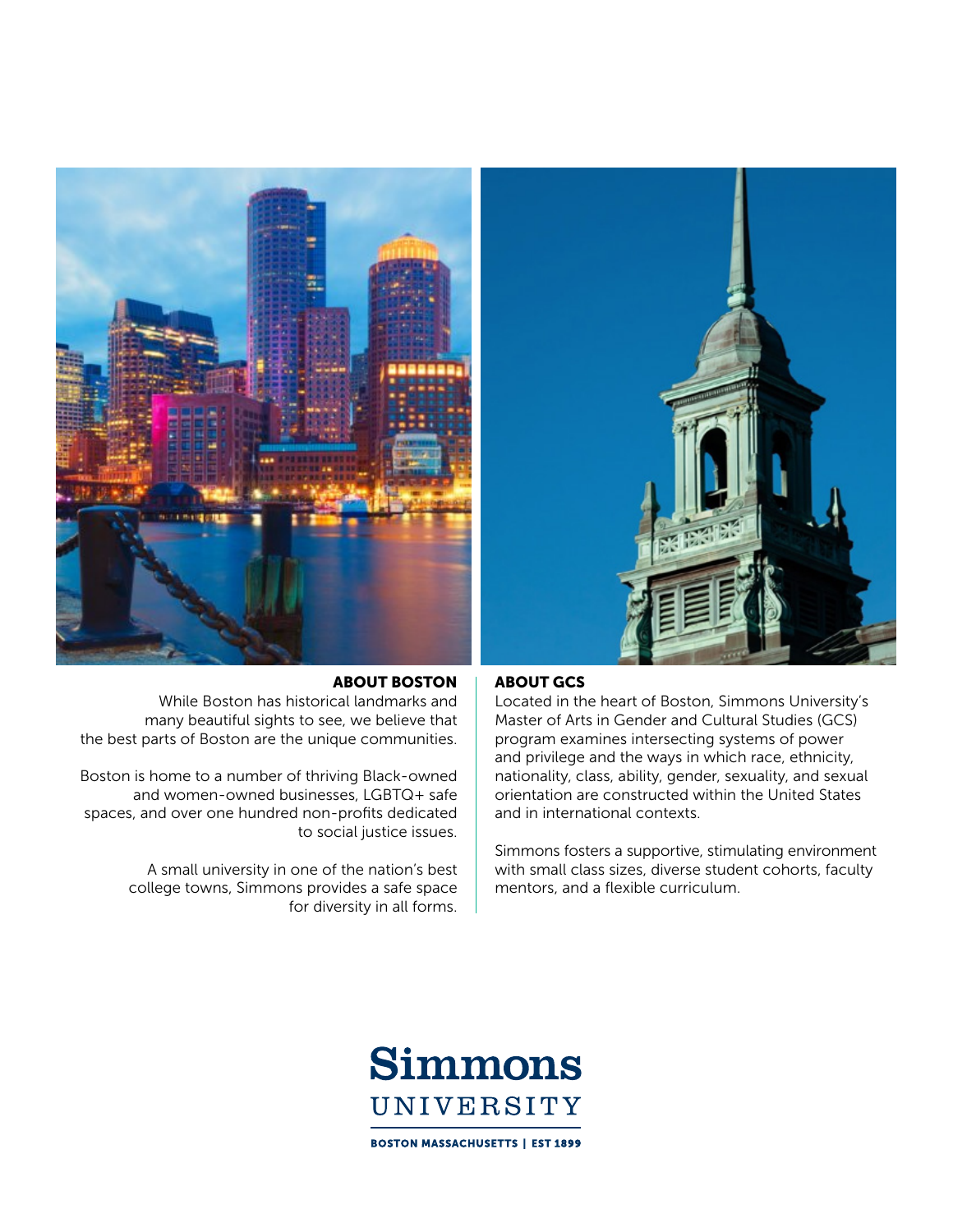## ABOUT BOSTON

While Boston has historical landmarks and many beautiful sights to see, we believe that the best parts of Boston are the unique communities.

Boston is home to a number of thriving Black-owned and women-owned businesses, LGBTQ+ safe spaces, and over one hundred non-profits dedicated to social justice issues.

A small university in one of the nation's best college towns, Simmons provides a safe space for diversity in all forms.

## ABOUT GCS

Located in the heart of Boston, Simmons University's Master of Arts in Gender and Cultural Studies (GCS) program examines intersecting systems of power and privilege and the ways in which race, ethnicity, nationality, class, ability, gender, sexuality, and sexual orientation are constructed within the United States and in international contexts.

Simmons fosters a supportive, stimulating environment with small class sizes, diverse student cohorts, faculty mentors, and a flexible curriculum.

**Simmons**
UNIVERSITY
BOSTON MASSACHUSETTS | EST 1899